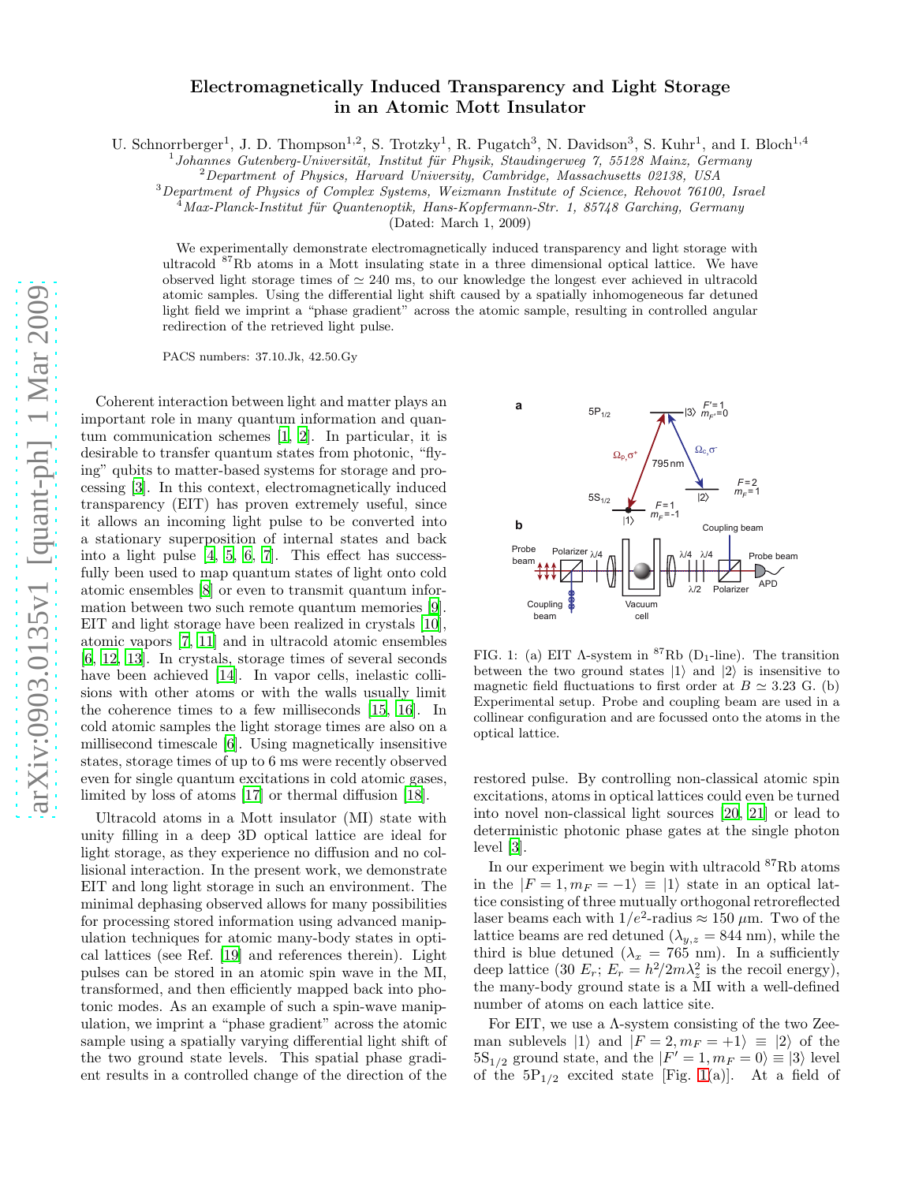# Electromagnetically Induced Transparency and Light Storage in an Atomic Mott Insulator

U. Schnorrberger[1], J. D. Thompson[1,2], S. Trotzky[1], R. Pugatch[3], N. Davidson[3], S. Kuhr[1], and I. Bloch[1,4]

[1] *Johannes Gutenberg-Universität, Institut für Physik, Staudingerweg 7, 55128 Mainz, Germany*
[2] *Department of Physics, Harvard University, Cambridge, Massachusetts 02138, USA*
[3] *Department of Physics of Complex Systems, Weizmann Institute of Science, Rehovot 76100, Israel*
[4] *Max-Planck-Institut für Quantenoptik, Hans-Kopfermann-Str. 1, 85748 Garching, Germany*

(Dated: March 1, 2009)

We experimentally demonstrate electromagnetically induced transparency and light storage with ultracold $^{87}$Rb atoms in a Mott insulating state in a three dimensional optical lattice. We have observed light storage times of $\simeq 240$ ms, to our knowledge the longest ever achieved in ultracold atomic samples. Using the differential light shift caused by a spatially inhomogeneous far detuned light field we imprint a "phase gradient" across the atomic sample, resulting in controlled angular redirection of the retrieved light pulse.

PACS numbers: 37.10.Jk, 42.50.Gy

Coherent interaction between light and matter plays an important role in many quantum information and quantum communication schemes [1, 2]. In particular, it is desirable to transfer quantum states from photonic, "flying" qubits to matter-based systems for storage and processing [3]. In this context, electromagnetically induced transparency (EIT) has proven extremely useful, since it allows an incoming light pulse to be converted into a stationary superposition of internal states and back into a light pulse [4, 5, 6, 7]. This effect has successfully been used to map quantum states of light onto cold atomic ensembles [8] or even to transmit quantum information between two such remote quantum memories [9]. EIT and light storage have been realized in crystals [10], atomic vapors [7, 11] and in ultracold atomic ensembles [6, 12, 13]. In crystals, storage times of several seconds have been achieved [14]. In vapor cells, inelastic collisions with other atoms or with the walls usually limit the coherence times to a few milliseconds [15, 16]. In cold atomic samples the light storage times are also on a millisecond timescale [6]. Using magnetically insensitive states, storage times of up to 6 ms were recently observed even for single quantum excitations in cold atomic gases, limited by loss of atoms [17] or thermal diffusion [18].

Ultracold atoms in a Mott insulator (MI) state with unity filling in a deep 3D optical lattice are ideal for light storage, as they experience no diffusion and no collisional interaction. In the present work, we demonstrate EIT and long light storage in such an environment. The minimal dephasing observed allows for many possibilities for processing stored information using advanced manipulation techniques for atomic many-body states in optical lattices (see Ref. [19] and references therein). Light pulses can be stored in an atomic spin wave in the MI, transformed, and then efficiently mapped back into photonic modes. As an example of such a spin-wave manipulation, we imprint a "phase gradient" across the atomic sample using a spatially varying differential light shift of the two ground state levels. This spatial phase gradient results in a controlled change of the direction of the restored pulse. By controlling non-classical atomic spin excitations, atoms in optical lattices could even be turned into novel non-classical light sources [20, 21] or lead to deterministic photonic phase gates at the single photon level [3].

FIG. 1: (a) EIT Λ-system in $^{87}$Rb (D$_1$-line). The transition between the two ground states $|1\rangle$ and $|2\rangle$ is insensitive to magnetic field fluctuations to first order at $B \simeq 3.23$ G. (b) Experimental setup. Probe and coupling beam are used in a collinear configuration and are focussed onto the atoms in the optical lattice.

In our experiment we begin with ultracold $^{87}$Rb atoms in the $|F = 1, m_F = -1\rangle \equiv |1\rangle$ state in an optical lattice consisting of three mutually orthogonal retroreflected laser beams each with $1/e^2$-radius $\approx 150\ \mu$m. Two of the lattice beams are red detuned ($\lambda_{y,z} = 844$ nm), while the third is blue detuned ($\lambda_x = 765$ nm). In a sufficiently deep lattice ($30\ E_r$; $E_r = h^2/2m\lambda_z^2$ is the recoil energy), the many-body ground state is a MI with a well-defined number of atoms on each lattice site.

For EIT, we use a Λ-system consisting of the two Zeeman sublevels $|1\rangle$ and $|F = 2, m_F = +1\rangle \equiv |2\rangle$ of the 5S$_{1/2}$ ground state, and the $|F' = 1, m_F = 0\rangle \equiv |3\rangle$ level of the 5P$_{1/2}$ excited state [Fig. 1(a)]. At a field of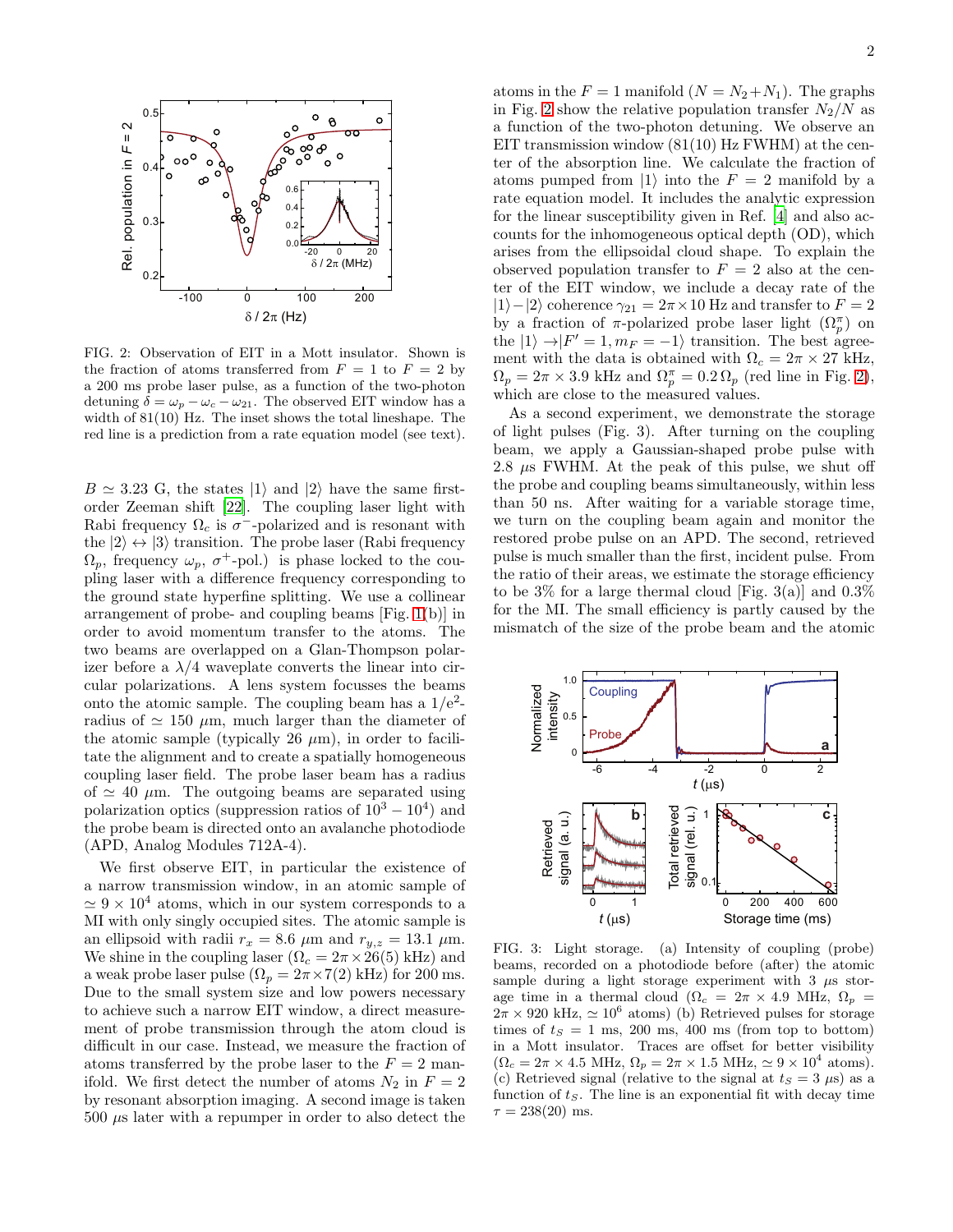FIG. 2: Observation of EIT in a Mott insulator. Shown is the fraction of atoms transferred from $F = 1$ to $F = 2$ by a 200 ms probe laser pulse, as a function of the two-photon detuning $\delta = \omega_p - \omega_c - \omega_{21}$. The observed EIT window has a width of 81(10) Hz. The inset shows the total lineshape. The red line is a prediction from a rate equation model (see text).

$B \simeq 3.23$ G, the states $|1\rangle$ and $|2\rangle$ have the same first-order Zeeman shift [22]. The coupling laser light with Rabi frequency $\Omega_c$ is $\sigma^-$-polarized and is resonant with the $|2\rangle \leftrightarrow |3\rangle$ transition. The probe laser (Rabi frequency $\Omega_p$, frequency $\omega_p$, $\sigma^+$-pol.) is phase locked to the coupling laser with a difference frequency corresponding to the ground state hyperfine splitting. We use a collinear arrangement of probe- and coupling beams [Fig. 1(b)] in order to avoid momentum transfer to the atoms. The two beams are overlapped on a Glan-Thompson polarizer before a $\lambda/4$ waveplate converts the linear into circular polarizations. A lens system focusses the beams onto the atomic sample. The coupling beam has a $1/e^2$-radius of $\simeq 150$ $\mu$m, much larger than the diameter of the atomic sample (typically 26 $\mu$m), in order to facilitate the alignment and to create a spatially homogeneous coupling laser field. The probe laser beam has a radius of $\simeq 40$ $\mu$m. The outgoing beams are separated using polarization optics (suppression ratios of $10^3 - 10^4$) and the probe beam is directed onto an avalanche photodiode (APD, Analog Modules 712A-4).

We first observe EIT, in particular the existence of a narrow transmission window, in an atomic sample of $\simeq 9 \times 10^4$ atoms, which in our system corresponds to a MI with only singly occupied sites. The atomic sample is an ellipsoid with radii $r_x = 8.6$ $\mu$m and $r_{y,z} = 13.1$ $\mu$m. We shine in the coupling laser ($\Omega_c = 2\pi \times 26(5)$ kHz) and a weak probe laser pulse ($\Omega_p = 2\pi \times 7(2)$ kHz) for 200 ms. Due to the small system size and low powers necessary to achieve such a narrow EIT window, a direct measurement of probe transmission through the atom cloud is difficult in our case. Instead, we measure the fraction of atoms transferred by the probe laser to the $F = 2$ manifold. We first detect the number of atoms $N_2$ in $F = 2$ by resonant absorption imaging. A second image is taken 500 $\mu$s later with a repumper in order to also detect the atoms in the $F = 1$ manifold ($N = N_2 + N_1$). The graphs in Fig. 2 show the relative population transfer $N_2/N$ as a function of the two-photon detuning. We observe an EIT transmission window (81(10) Hz FWHM) at the center of the absorption line. We calculate the fraction of atoms pumped from $|1\rangle$ into the $F = 2$ manifold by a rate equation model. It includes the analytic expression for the linear susceptibility given in Ref. [4] and also accounts for the inhomogeneous optical depth (OD), which arises from the ellipsoidal cloud shape. To explain the observed population transfer to $F = 2$ also at the center of the EIT window, we include a decay rate of the $|1\rangle - |2\rangle$ coherence $\gamma_{21} = 2\pi \times 10$ Hz and transfer to $F = 2$ by a fraction of $\pi$-polarized probe laser light ($\Omega_p^\pi$) on the $|1\rangle \rightarrow |F' = 1, m_F = -1\rangle$ transition. The best agreement with the data is obtained with $\Omega_c = 2\pi \times 27$ kHz, $\Omega_p = 2\pi \times 3.9$ kHz and $\Omega_p^\pi = 0.2\,\Omega_p$ (red line in Fig. 2), which are close to the measured values.

As a second experiment, we demonstrate the storage of light pulses (Fig. 3). After turning on the coupling beam, we apply a Gaussian-shaped probe pulse with 2.8 $\mu$s FWHM. At the peak of this pulse, we shut off the probe and coupling beams simultaneously, within less than 50 ns. After waiting for a variable storage time, we turn on the coupling beam again and monitor the restored probe pulse on an APD. The second, retrieved pulse is much smaller than the first, incident pulse. From the ratio of their areas, we estimate the storage efficiency to be 3% for a large thermal cloud [Fig. 3(a)] and 0.3% for the MI. The small efficiency is partly caused by the mismatch of the size of the probe beam and the atomic

FIG. 3: Light storage. (a) Intensity of coupling (probe) beams, recorded on a photodiode before (after) the atomic sample during a light storage experiment with 3 $\mu$s storage time in a thermal cloud ($\Omega_c = 2\pi \times 4.9$ MHz, $\Omega_p = 2\pi \times 920$ kHz, $\simeq 10^6$ atoms) (b) Retrieved pulses for storage times of $t_S = 1$ ms, 200 ms, 400 ms (from top to bottom) in a Mott insulator. Traces are offset for better visibility ($\Omega_c = 2\pi \times 4.5$ MHz, $\Omega_p = 2\pi \times 1.5$ MHz, $\simeq 9 \times 10^4$ atoms). (c) Retrieved signal (relative to the signal at $t_S = 3$ $\mu$s) as a function of $t_S$. The line is an exponential fit with decay time $\tau = 238(20)$ ms.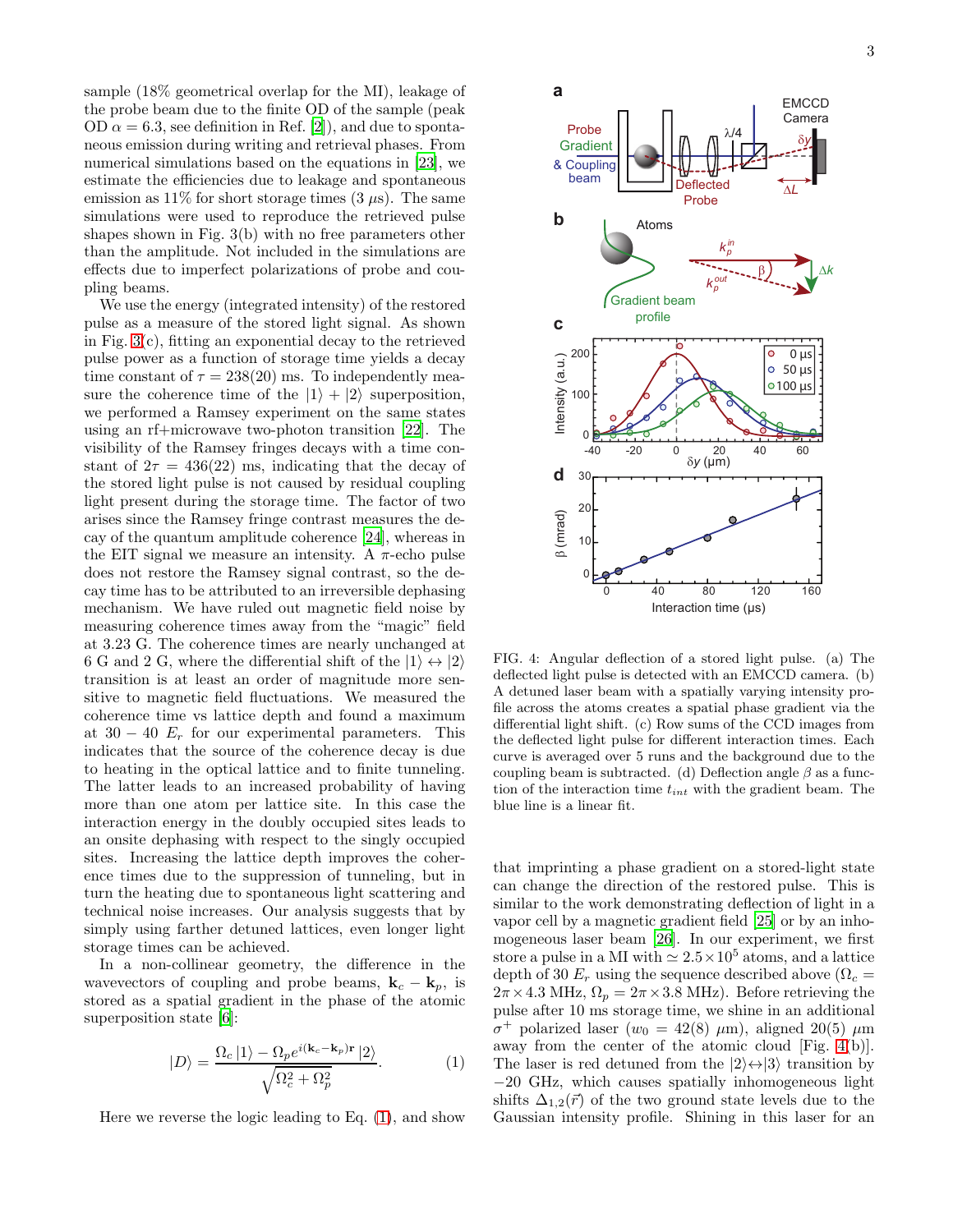sample (18% geometrical overlap for the MI), leakage of the probe beam due to the finite OD of the sample (peak OD $\alpha = 6.3$, see definition in Ref. [2]), and due to spontaneous emission during writing and retrieval phases. From numerical simulations based on the equations in [23], we estimate the efficiencies due to leakage and spontaneous emission as 11% for short storage times (3 $\mu$s). The same simulations were used to reproduce the retrieved pulse shapes shown in Fig. 3(b) with no free parameters other than the amplitude. Not included in the simulations are effects due to imperfect polarizations of probe and coupling beams.

We use the energy (integrated intensity) of the restored pulse as a measure of the stored light signal. As shown in Fig. 3(c), fitting an exponential decay to the retrieved pulse power as a function of storage time yields a decay time constant of $\tau = 238(20)$ ms. To independently measure the coherence time of the $|1\rangle + |2\rangle$ superposition, we performed a Ramsey experiment on the same states using an rf+microwave two-photon transition [22]. The visibility of the Ramsey fringes decays with a time constant of $2\tau = 436(22)$ ms, indicating that the decay of the stored light pulse is not caused by residual coupling light present during the storage time. The factor of two arises since the Ramsey fringe contrast measures the decay of the quantum amplitude coherence [24], whereas in the EIT signal we measure an intensity. A $\pi$-echo pulse does not restore the Ramsey signal contrast, so the decay time has to be attributed to an irreversible dephasing mechanism. We have ruled out magnetic field noise by measuring coherence times away from the "magic" field at 3.23 G. The coherence times are nearly unchanged at 6 G and 2 G, where the differential shift of the $|1\rangle \leftrightarrow |2\rangle$ transition is at least an order of magnitude more sensitive to magnetic field fluctuations. We measured the coherence time vs lattice depth and found a maximum at 30 − 40 $E_r$ for our experimental parameters. This indicates that the source of the coherence decay is due to heating in the optical lattice and to finite tunneling. The latter leads to an increased probability of having more than one atom per lattice site. In this case the interaction energy in the doubly occupied sites leads to an onsite dephasing with respect to the singly occupied sites. Increasing the lattice depth improves the coherence times due to the suppression of tunneling, but in turn the heating due to spontaneous light scattering and technical noise increases. Our analysis suggests that by simply using farther detuned lattices, even longer light storage times can be achieved.

In a non-collinear geometry, the difference in the wavevectors of coupling and probe beams, $\mathbf{k}_c - \mathbf{k}_p$, is stored as a spatial gradient in the phase of the atomic superposition state [6]:

$$|D\rangle = \frac{\Omega_c\,|1\rangle - \Omega_p e^{i(\mathbf{k}_c-\mathbf{k}_p)\mathbf{r}}\,|2\rangle}{\sqrt{\Omega_c^2+\Omega_p^2}}. \tag{1}$$

Here we reverse the logic leading to Eq. (1), and show that imprinting a phase gradient on a stored-light state can change the direction of the restored pulse. This is similar to the work demonstrating deflection of light in a vapor cell by a magnetic gradient field [25] or by an inhomogeneous laser beam [26]. In our experiment, we first store a pulse in a MI with $\simeq 2.5\times10^5$ atoms, and a lattice depth of 30 $E_r$ using the sequence described above ($\Omega_c = 2\pi\times4.3$ MHz, $\Omega_p = 2\pi\times3.8$ MHz). Before retrieving the pulse after 10 ms storage time, we shine in an additional $\sigma^+$ polarized laser ($w_0 = 42(8)$ $\mu$m), aligned 20(5) $\mu$m away from the center of the atomic cloud [Fig. 4(b)]. The laser is red detuned from the $|2\rangle\leftrightarrow|3\rangle$ transition by −20 GHz, which causes spatially inhomogeneous light shifts $\Delta_{1,2}(\vec{r})$ of the two ground state levels due to the Gaussian intensity profile. Shining in this laser for an

FIG. 4: Angular deflection of a stored light pulse. (a) The deflected light pulse is detected with an EMCCD camera. (b) A detuned laser beam with a spatially varying intensity profile across the atoms creates a spatial phase gradient via the differential light shift. (c) Row sums of the CCD images from the deflected light pulse for different interaction times. Each curve is averaged over 5 runs and the background due to the coupling beam is subtracted. (d) Deflection angle $\beta$ as a function of the interaction time $t_{int}$ with the gradient beam. The blue line is a linear fit.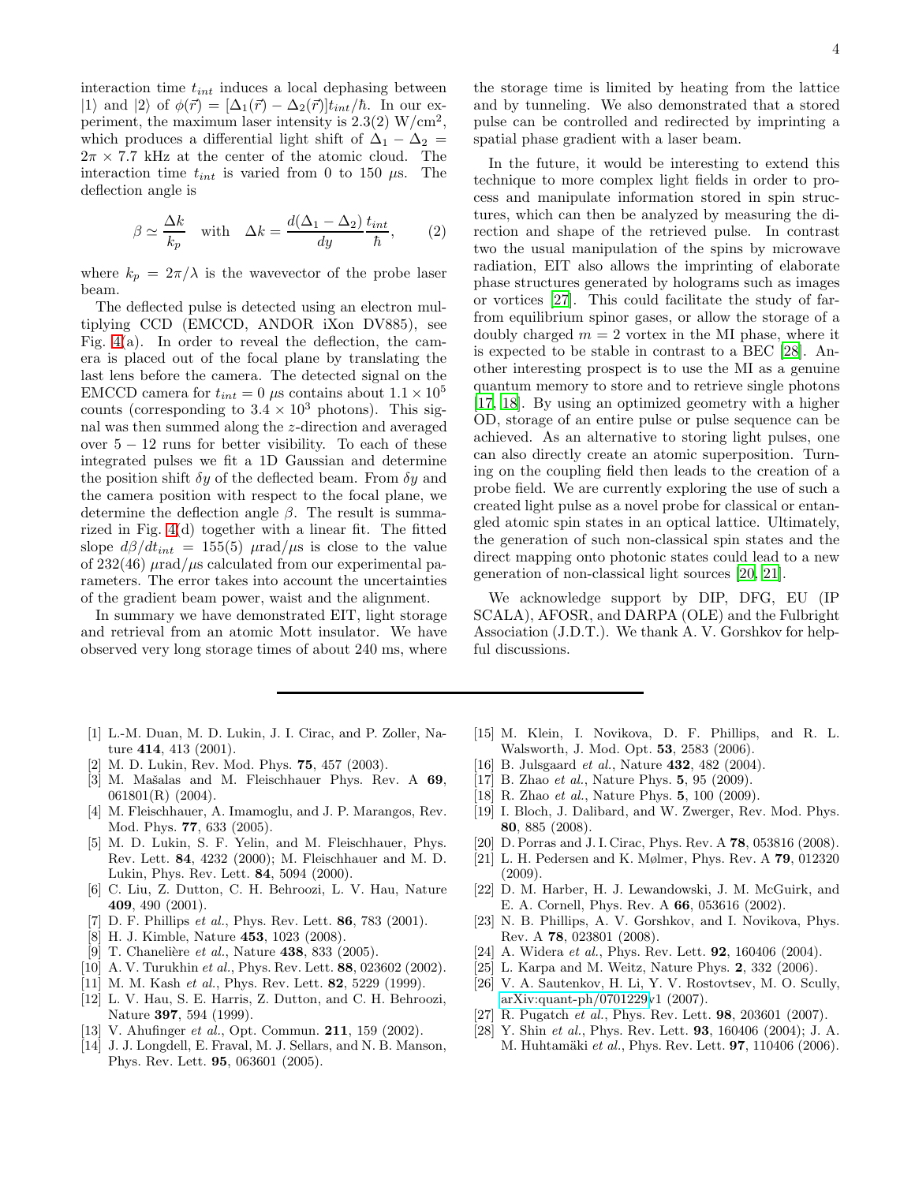interaction time $t_{int}$ induces a local dephasing between $|1\rangle$ and $|2\rangle$ of $\phi(\vec{r}) = [\Delta_1(\vec{r}) - \Delta_2(\vec{r})]t_{int}/\hbar$. In our experiment, the maximum laser intensity is 2.3(2) W/cm$^2$, which produces a differential light shift of $\Delta_1 - \Delta_2 = 2\pi \times 7.7$ kHz at the center of the atomic cloud. The interaction time $t_{int}$ is varied from 0 to 150 $\mu$s. The deflection angle is

$$\beta \simeq \frac{\Delta k}{k_p} \quad \text{with} \quad \Delta k = \frac{d(\Delta_1 - \Delta_2)}{dy}\frac{t_{int}}{\hbar}, \qquad (2)$$

where $k_p = 2\pi/\lambda$ is the wavevector of the probe laser beam.

The deflected pulse is detected using an electron multiplying CCD (EMCCD, ANDOR iXon DV885), see Fig. 4(a). In order to reveal the deflection, the camera is placed out of the focal plane by translating the last lens before the camera. The detected signal on the EMCCD camera for $t_{int} = 0$ $\mu$s contains about $1.1 \times 10^5$ counts (corresponding to $3.4 \times 10^3$ photons). This signal was then summed along the $z$-direction and averaged over $5 - 12$ runs for better visibility. To each of these integrated pulses we fit a 1D Gaussian and determine the position shift $\delta y$ of the deflected beam. From $\delta y$ and the camera position with respect to the focal plane, we determine the deflection angle $\beta$. The result is summarized in Fig. 4(d) together with a linear fit. The fitted slope $d\beta/dt_{int} = 155(5)$ $\mu$rad/$\mu$s is close to the value of 232(46) $\mu$rad/$\mu$s calculated from our experimental parameters. The error takes into account the uncertainties of the gradient beam power, waist and the alignment.

In summary we have demonstrated EIT, light storage and retrieval from an atomic Mott insulator. We have observed very long storage times of about 240 ms, where the storage time is limited by heating from the lattice and by tunneling. We also demonstrated that a stored pulse can be controlled and redirected by imprinting a spatial phase gradient with a laser beam.

In the future, it would be interesting to extend this technique to more complex light fields in order to process and manipulate information stored in spin structures, which can then be analyzed by measuring the direction and shape of the retrieved pulse. In contrast two the usual manipulation of the spins by microwave radiation, EIT also allows the imprinting of elaborate phase structures generated by holograms such as images or vortices [27]. This could facilitate the study of far-from equilibrium spinor gases, or allow the storage of a doubly charged $m = 2$ vortex in the MI phase, where it is expected to be stable in contrast to a BEC [28]. Another interesting prospect is to use the MI as a genuine quantum memory to store and to retrieve single photons [17, 18]. By using an optimized geometry with a higher OD, storage of an entire pulse or pulse sequence can be achieved. As an alternative to storing light pulses, one can also directly create an atomic superposition. Turning on the coupling field then leads to the creation of a probe field. We are currently exploring the use of such a created light pulse as a novel probe for classical or entangled atomic spin states in an optical lattice. Ultimately, the generation of such non-classical spin states and the direct mapping onto photonic states could lead to a new generation of non-classical light sources [20, 21].

We acknowledge support by DIP, DFG, EU (IP SCALA), AFOSR, and DARPA (OLE) and the Fulbright Association (J.D.T.). We thank A. V. Gorshkov for helpful discussions.

---

[1] L.-M. Duan, M. D. Lukin, J. I. Cirac, and P. Zoller, Nature **414**, 413 (2001).

[2] M. D. Lukin, Rev. Mod. Phys. **75**, 457 (2003).

[3] M. Mašalas and M. Fleischhauer Phys. Rev. A **69**, 061801(R) (2004).

[4] M. Fleischhauer, A. Imamoglu, and J. P. Marangos, Rev. Mod. Phys. **77**, 633 (2005).

[5] M. D. Lukin, S. F. Yelin, and M. Fleischhauer, Phys. Rev. Lett. **84**, 4232 (2000); M. Fleischhauer and M. D. Lukin, Phys. Rev. Lett. **84**, 5094 (2000).

[6] C. Liu, Z. Dutton, C. H. Behroozi, L. V. Hau, Nature **409**, 490 (2001).

[7] D. F. Phillips *et al.*, Phys. Rev. Lett. **86**, 783 (2001).

[8] H. J. Kimble, Nature **453**, 1023 (2008).

[9] T. Chanelière *et al.*, Nature **438**, 833 (2005).

[10] A. V. Turukhin *et al.*, Phys. Rev. Lett. **88**, 023602 (2002).

[11] M. M. Kash *et al.*, Phys. Rev. Lett. **82**, 5229 (1999).

[12] L. V. Hau, S. E. Harris, Z. Dutton, and C. H. Behroozi, Nature **397**, 594 (1999).

[13] V. Ahufinger *et al.*, Opt. Commun. **211**, 159 (2002).

[14] J. J. Longdell, E. Fraval, M. J. Sellars, and N. B. Manson, Phys. Rev. Lett. **95**, 063601 (2005).

[15] M. Klein, I. Novikova, D. F. Phillips, and R. L. Walsworth, J. Mod. Opt. **53**, 2583 (2006).

[16] B. Julsgaard *et al.*, Nature **432**, 482 (2004).

[17] B. Zhao *et al.*, Nature Phys. **5**, 95 (2009).

[18] R. Zhao *et al.*, Nature Phys. **5**, 100 (2009).

[19] I. Bloch, J. Dalibard, and W. Zwerger, Rev. Mod. Phys. **80**, 885 (2008).

[20] D. Porras and J. I. Cirac, Phys. Rev. A **78**, 053816 (2008).

[21] L. H. Pedersen and K. Mølmer, Phys. Rev. A **79**, 012320 (2009).

[22] D. M. Harber, H. J. Lewandowski, J. M. McGuirk, and E. A. Cornell, Phys. Rev. A **66**, 053616 (2002).

[23] N. B. Phillips, A. V. Gorshkov, and I. Novikova, Phys. Rev. A **78**, 023801 (2008).

[24] A. Widera *et al.*, Phys. Rev. Lett. **92**, 160406 (2004).

[25] L. Karpa and M. Weitz, Nature Phys. **2**, 332 (2006).

[26] V. A. Sautenkov, H. Li, Y. V. Rostovtsev, M. O. Scully, arXiv:quant-ph/0701229v1 (2007).

[27] R. Pugatch *et al.*, Phys. Rev. Lett. **98**, 203601 (2007).

[28] Y. Shin *et al.*, Phys. Rev. Lett. **93**, 160406 (2004); J. A. M. Huhtamäki *et al.*, Phys. Rev. Lett. **97**, 110406 (2006).